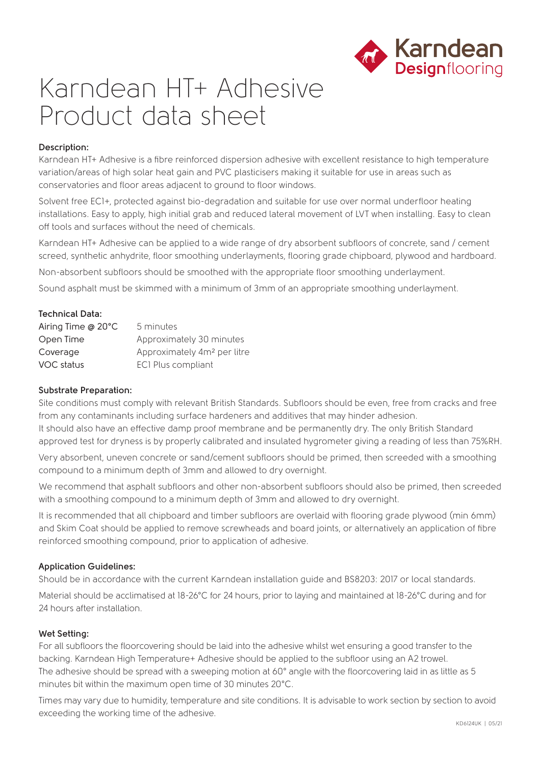# Karndean HT+ Adhesive Product data sheet

**Description:**

Karndean HT+ Adhesive is a fibre reinforced dispersion adhesive with excellent resistance to high temperature variation/areas of high solar heat gain and PVC plasticisers making it suitable for use in areas such as conservatories and floor areas adjacent to ground to floor windows.

Solvent free EC1+, protected against bio-degradation and suitable for use over normal underfloor heating installations. Easy to apply, high initial grab and reduced lateral movement of LVT when installing. Easy to clean off tools and surfaces without the need of chemicals.

Karndean HT+ Adhesive can be applied to a wide range of dry absorbent subfloors of concrete, sand / cement screed, synthetic anhydrite, floor smoothing underlayments, flooring grade chipboard, plywood and hardboard.

Non-absorbent subfloors should be smoothed with the appropriate floor smoothing underlayment.

Sound asphalt must be skimmed with a minimum of 3mm of an appropriate smoothing underlayment.

**Technical Data:**

| | |
|---|---|
| Airing Time @ 20°C | 5 minutes |
| Open Time | Approximately 30 minutes |
| Coverage | Approximately 4m² per litre |
| VOC status | EC1 Plus compliant |

**Substrate Preparation:**

Site conditions must comply with relevant British Standards. Subfloors should be even, free from cracks and free from any contaminants including surface hardeners and additives that may hinder adhesion.
It should also have an effective damp proof membrane and be permanently dry. The only British Standard approved test for dryness is by properly calibrated and insulated hygrometer giving a reading of less than 75%RH.

Very absorbent, uneven concrete or sand/cement subfloors should be primed, then screeded with a smoothing compound to a minimum depth of 3mm and allowed to dry overnight.

We recommend that asphalt subfloors and other non-absorbent subfloors should also be primed, then screeded with a smoothing compound to a minimum depth of 3mm and allowed to dry overnight.

It is recommended that all chipboard and timber subfloors are overlaid with flooring grade plywood (min 6mm) and Skim Coat should be applied to remove screwheads and board joints, or alternatively an application of fibre reinforced smoothing compound, prior to application of adhesive.

**Application Guidelines:**

Should be in accordance with the current Karndean installation guide and BS8203: 2017 or local standards.

Material should be acclimatised at 18-26°C for 24 hours, prior to laying and maintained at 18-26°C during and for 24 hours after installation.

**Wet Setting:**

For all subfloors the floorcovering should be laid into the adhesive whilst wet ensuring a good transfer to the backing. Karndean High Temperature+ Adhesive should be applied to the subfloor using an A2 trowel.
The adhesive should be spread with a sweeping motion at 60° angle with the floorcovering laid in as little as 5 minutes bit within the maximum open time of 30 minutes 20°C.

Times may vary due to humidity, temperature and site conditions. It is advisable to work section by section to avoid exceeding the working time of the adhesive.

KD6124UK | 05/21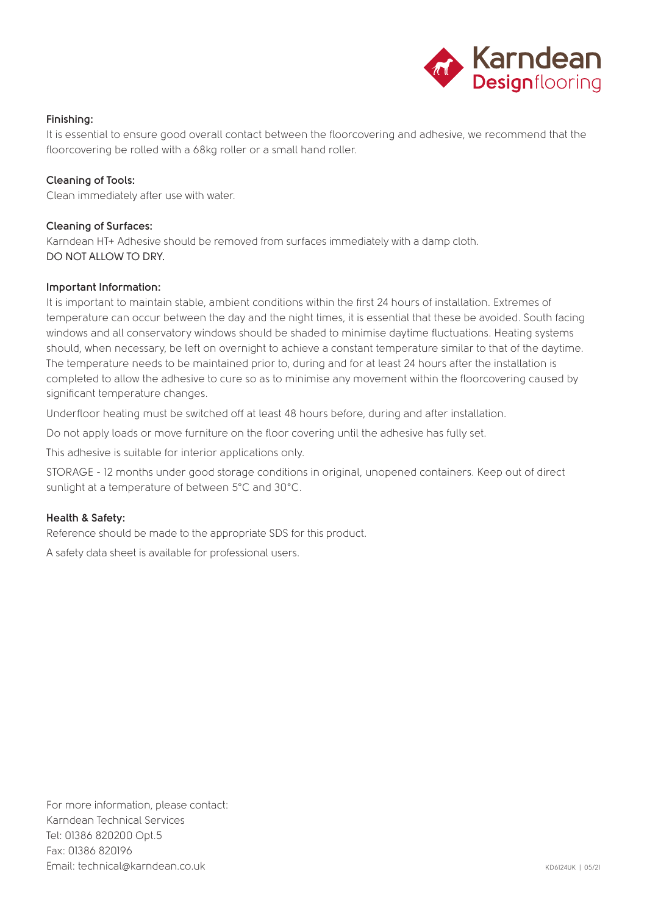### Finishing:

It is essential to ensure good overall contact between the floorcovering and adhesive, we recommend that the floorcovering be rolled with a 68kg roller or a small hand roller.

### Cleaning of Tools:

Clean immediately after use with water.

### Cleaning of Surfaces:

Karndean HT+ Adhesive should be removed from surfaces immediately with a damp cloth.
DO NOT ALLOW TO DRY.

### Important Information:

It is important to maintain stable, ambient conditions within the first 24 hours of installation. Extremes of temperature can occur between the day and the night times, it is essential that these be avoided. South facing windows and all conservatory windows should be shaded to minimise daytime fluctuations. Heating systems should, when necessary, be left on overnight to achieve a constant temperature similar to that of the daytime. The temperature needs to be maintained prior to, during and for at least 24 hours after the installation is completed to allow the adhesive to cure so as to minimise any movement within the floorcovering caused by significant temperature changes.

Underfloor heating must be switched off at least 48 hours before, during and after installation.

Do not apply loads or move furniture on the floor covering until the adhesive has fully set.

This adhesive is suitable for interior applications only.

STORAGE - 12 months under good storage conditions in original, unopened containers. Keep out of direct sunlight at a temperature of between 5°C and 30°C.

### Health & Safety:

Reference should be made to the appropriate SDS for this product.

A safety data sheet is available for professional users.

For more information, please contact:
Karndean Technical Services
Tel: 01386 820200 Opt.5
Fax: 01386 820196
Email: technical@karndean.co.uk

KD6124UK | 05/21